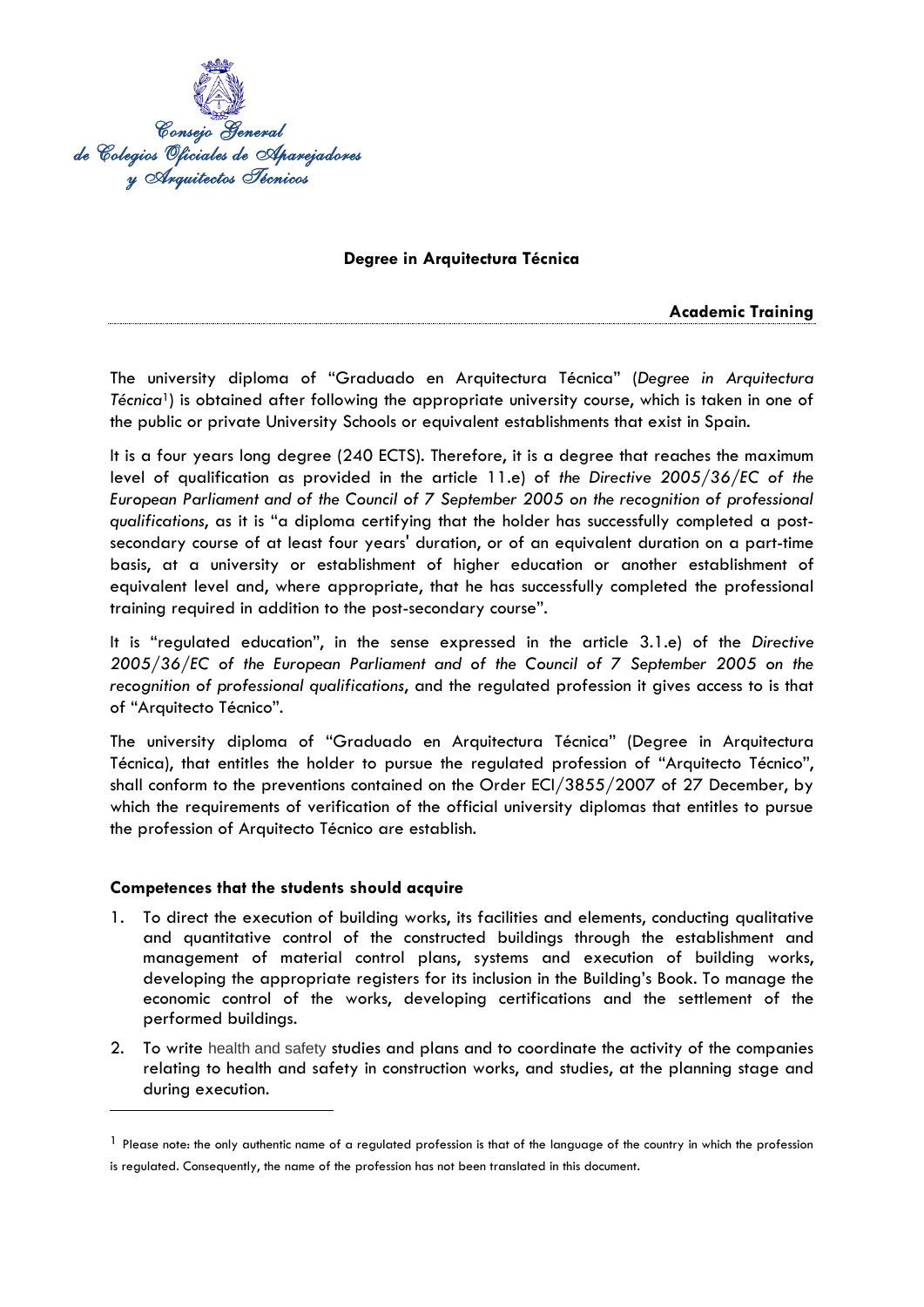Consejo General de Colegios Oficiales de Aparejadores y Arquitectos Técnicos

# Degree in Arquitectura Técnica

## Academic Training

The university diploma of "Graduado en Arquitectura Técnica" (*Degree in Arquitectura Técnica*[1]) is obtained after following the appropriate university course, which is taken in one of the public or private University Schools or equivalent establishments that exist in Spain.

It is a four years long degree (240 ECTS). Therefore, it is a degree that reaches the maximum level of qualification as provided in the article 11.e) of *the Directive 2005/36/EC of the European Parliament and of the Council of 7 September 2005 on the recognition of professional qualifications*, as it is "a diploma certifying that the holder has successfully completed a post-secondary course of at least four years' duration, or of an equivalent duration on a part-time basis, at a university or establishment of higher education or another establishment of equivalent level and, where appropriate, that he has successfully completed the professional training required in addition to the post-secondary course".

It is "regulated education", in the sense expressed in the article 3.1.e) of the *Directive 2005/36/EC of the European Parliament and of the Council of 7 September 2005 on the recognition of professional qualifications*, and the regulated profession it gives access to is that of "Arquitecto Técnico".

The university diploma of "Graduado en Arquitectura Técnica" (Degree in Arquitectura Técnica), that entitles the holder to pursue the regulated profession of "Arquitecto Técnico", shall conform to the preventions contained on the Order ECI/3855/2007 of 27 December, by which the requirements of verification of the official university diplomas that entitles to pursue the profession of Arquitecto Técnico are establish.

### Competences that the students should acquire

1. To direct the execution of building works, its facilities and elements, conducting qualitative and quantitative control of the constructed buildings through the establishment and management of material control plans, systems and execution of building works, developing the appropriate registers for its inclusion in the Building's Book. To manage the economic control of the works, developing certifications and the settlement of the performed buildings.
2. To write health and safety studies and plans and to coordinate the activity of the companies relating to health and safety in construction works, and studies, at the planning stage and during execution.

---

[1] Please note: the only authentic name of a regulated profession is that of the language of the country in which the profession is regulated. Consequently, the name of the profession has not been translated in this document.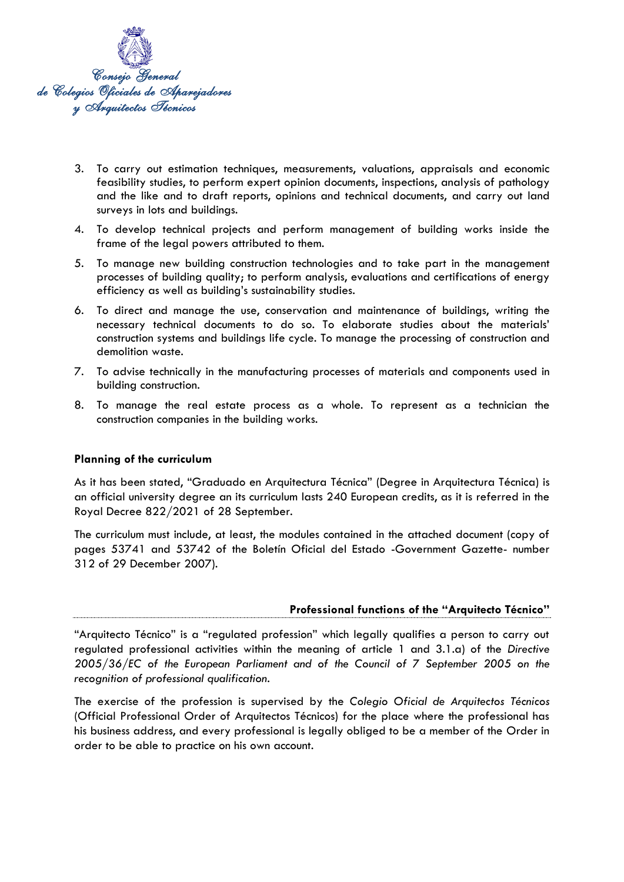3. To carry out estimation techniques, measurements, valuations, appraisals and economic feasibility studies, to perform expert opinion documents, inspections, analysis of pathology and the like and to draft reports, opinions and technical documents, and carry out land surveys in lots and buildings.
4. To develop technical projects and perform management of building works inside the frame of the legal powers attributed to them.
5. To manage new building construction technologies and to take part in the management processes of building quality; to perform analysis, evaluations and certifications of energy efficiency as well as building's sustainability studies.
6. To direct and manage the use, conservation and maintenance of buildings, writing the necessary technical documents to do so. To elaborate studies about the materials' construction systems and buildings life cycle. To manage the processing of construction and demolition waste.
7. To advise technically in the manufacturing processes of materials and components used in building construction.
8. To manage the real estate process as a whole. To represent as a technician the construction companies in the building works.

**Planning of the curriculum**

As it has been stated, "Graduado en Arquitectura Técnica" (Degree in Arquitectura Técnica) is an official university degree an its curriculum lasts 240 European credits, as it is referred in the Royal Decree 822/2021 of 28 September.

The curriculum must include, at least, the modules contained in the attached document (copy of pages 53741 and 53742 of the Boletín Oficial del Estado -Government Gazette- number 312 of 29 December 2007).

## Professional functions of the "Arquitecto Técnico"

"Arquitecto Técnico" is a "regulated profession" which legally qualifies a person to carry out regulated professional activities within the meaning of article 1 and 3.1.a) of the *Directive 2005/36/EC of the European Parliament and of the Council of 7 September 2005 on the recognition of professional qualification*.

The exercise of the profession is supervised by the *Colegio Oficial de Arquitectos Técnicos* (Official Professional Order of Arquitectos Técnicos) for the place where the professional has his business address, and every professional is legally obliged to be a member of the Order in order to be able to practice on his own account.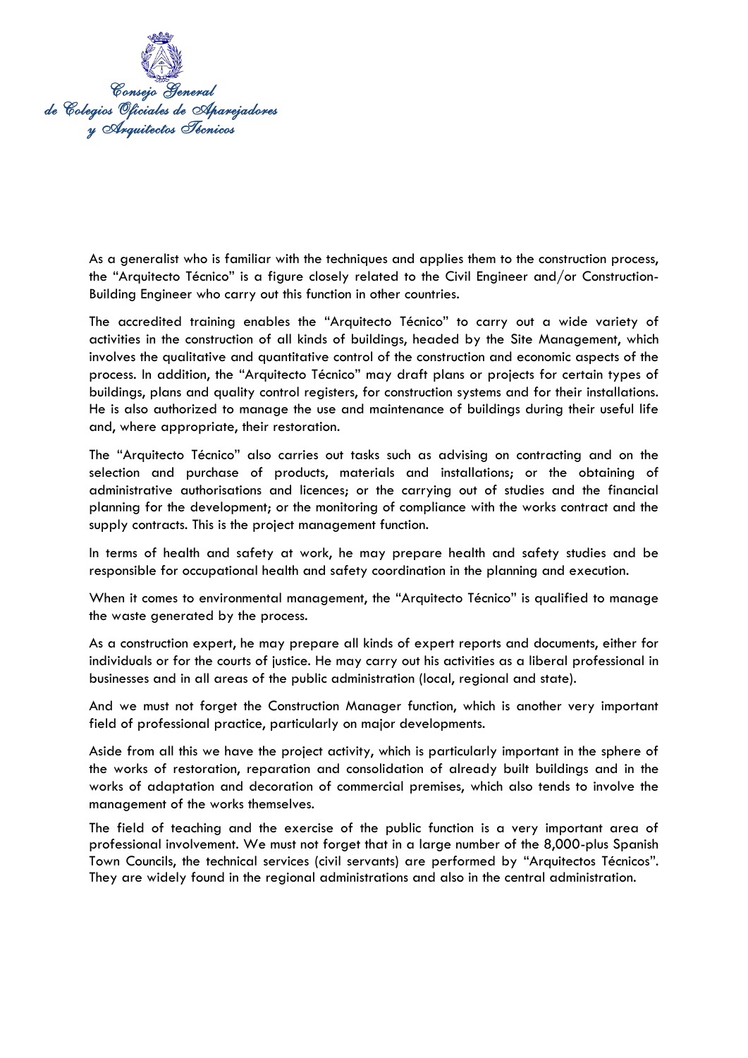As a generalist who is familiar with the techniques and applies them to the construction process, the "Arquitecto Técnico" is a figure closely related to the Civil Engineer and/or Construction-Building Engineer who carry out this function in other countries.

The accredited training enables the "Arquitecto Técnico" to carry out a wide variety of activities in the construction of all kinds of buildings, headed by the Site Management, which involves the qualitative and quantitative control of the construction and economic aspects of the process. In addition, the "Arquitecto Técnico" may draft plans or projects for certain types of buildings, plans and quality control registers, for construction systems and for their installations. He is also authorized to manage the use and maintenance of buildings during their useful life and, where appropriate, their restoration.

The "Arquitecto Técnico" also carries out tasks such as advising on contracting and on the selection and purchase of products, materials and installations; or the obtaining of administrative authorisations and licences; or the carrying out of studies and the financial planning for the development; or the monitoring of compliance with the works contract and the supply contracts. This is the project management function.

In terms of health and safety at work, he may prepare health and safety studies and be responsible for occupational health and safety coordination in the planning and execution.

When it comes to environmental management, the "Arquitecto Técnico" is qualified to manage the waste generated by the process.

As a construction expert, he may prepare all kinds of expert reports and documents, either for individuals or for the courts of justice. He may carry out his activities as a liberal professional in businesses and in all areas of the public administration (local, regional and state).

And we must not forget the Construction Manager function, which is another very important field of professional practice, particularly on major developments.

Aside from all this we have the project activity, which is particularly important in the sphere of the works of restoration, reparation and consolidation of already built buildings and in the works of adaptation and decoration of commercial premises, which also tends to involve the management of the works themselves.

The field of teaching and the exercise of the public function is a very important area of professional involvement. We must not forget that in a large number of the 8,000-plus Spanish Town Councils, the technical services (civil servants) are performed by "Arquitectos Técnicos". They are widely found in the regional administrations and also in the central administration.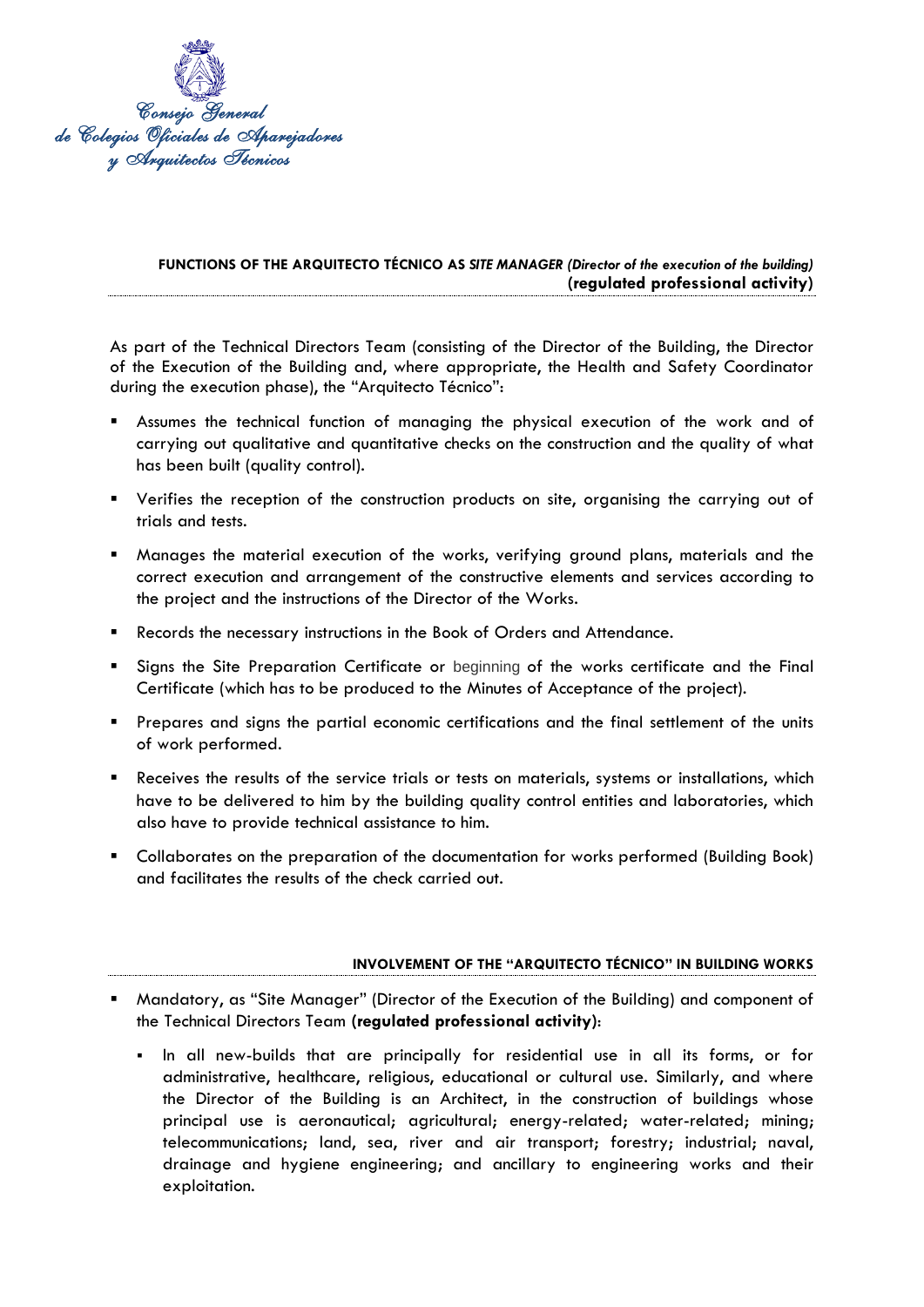**FUNCTIONS OF THE ARQUITECTO TÉCNICO AS *SITE MANAGER (Director of the execution of the building)***
**(regulated professional activity)**

As part of the Technical Directors Team (consisting of the Director of the Building, the Director of the Execution of the Building and, where appropriate, the Health and Safety Coordinator during the execution phase), the "Arquitecto Técnico":

- Assumes the technical function of managing the physical execution of the work and of carrying out qualitative and quantitative checks on the construction and the quality of what has been built (quality control).
- Verifies the reception of the construction products on site, organising the carrying out of trials and tests.
- Manages the material execution of the works, verifying ground plans, materials and the correct execution and arrangement of the constructive elements and services according to the project and the instructions of the Director of the Works.
- Records the necessary instructions in the Book of Orders and Attendance.
- Signs the Site Preparation Certificate or beginning of the works certificate and the Final Certificate (which has to be produced to the Minutes of Acceptance of the project).
- Prepares and signs the partial economic certifications and the final settlement of the units of work performed.
- Receives the results of the service trials or tests on materials, systems or installations, which have to be delivered to him by the building quality control entities and laboratories, which also have to provide technical assistance to him.
- Collaborates on the preparation of the documentation for works performed (Building Book) and facilitates the results of the check carried out.

**INVOLVEMENT OF THE "ARQUITECTO TÉCNICO" IN BUILDING WORKS**

- Mandatory, as "Site Manager" (Director of the Execution of the Building) and component of the Technical Directors Team **(regulated professional activity)**:
  - In all new-builds that are principally for residential use in all its forms, or for administrative, healthcare, religious, educational or cultural use. Similarly, and where the Director of the Building is an Architect, in the construction of buildings whose principal use is aeronautical; agricultural; energy-related; water-related; mining; telecommunications; land, sea, river and air transport; forestry; industrial; naval, drainage and hygiene engineering; and ancillary to engineering works and their exploitation.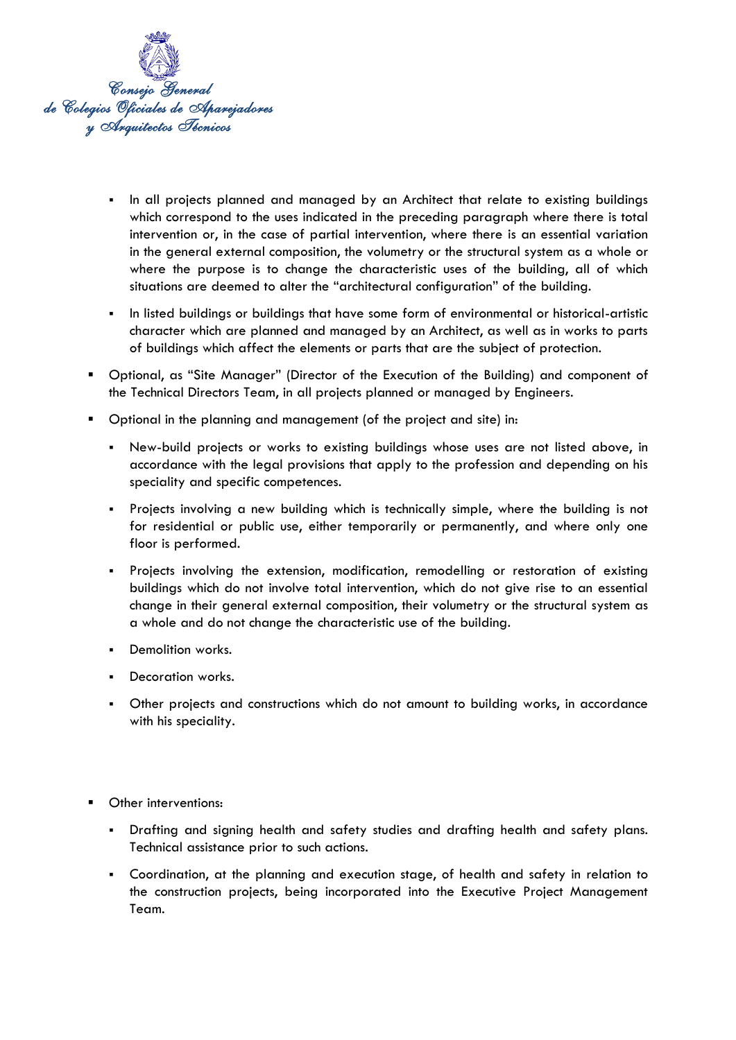- In all projects planned and managed by an Architect that relate to existing buildings which correspond to the uses indicated in the preceding paragraph where there is total intervention or, in the case of partial intervention, where there is an essential variation in the general external composition, the volumetry or the structural system as a whole or where the purpose is to change the characteristic uses of the building, all of which situations are deemed to alter the "architectural configuration" of the building.
- In listed buildings or buildings that have some form of environmental or historical-artistic character which are planned and managed by an Architect, as well as in works to parts of buildings which affect the elements or parts that are the subject of protection.

- Optional, as "Site Manager" (Director of the Execution of the Building) and component of the Technical Directors Team, in all projects planned or managed by Engineers.
- Optional in the planning and management (of the project and site) in:
  - New-build projects or works to existing buildings whose uses are not listed above, in accordance with the legal provisions that apply to the profession and depending on his speciality and specific competences.
  - Projects involving a new building which is technically simple, where the building is not for residential or public use, either temporarily or permanently, and where only one floor is performed.
  - Projects involving the extension, modification, remodelling or restoration of existing buildings which do not involve total intervention, which do not give rise to an essential change in their general external composition, their volumetry or the structural system as a whole and do not change the characteristic use of the building.
  - Demolition works.
  - Decoration works.
  - Other projects and constructions which do not amount to building works, in accordance with his speciality.

- Other interventions:
  - Drafting and signing health and safety studies and drafting health and safety plans. Technical assistance prior to such actions.
  - Coordination, at the planning and execution stage, of health and safety in relation to the construction projects, being incorporated into the Executive Project Management Team.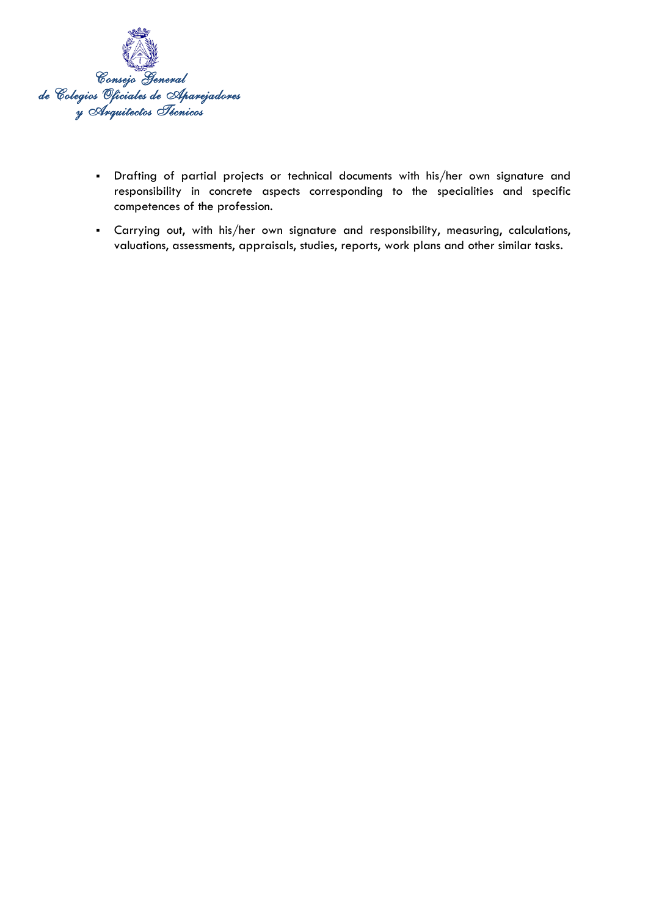- Drafting of partial projects or technical documents with his/her own signature and responsibility in concrete aspects corresponding to the specialities and specific competences of the profession.
- Carrying out, with his/her own signature and responsibility, measuring, calculations, valuations, assessments, appraisals, studies, reports, work plans and other similar tasks.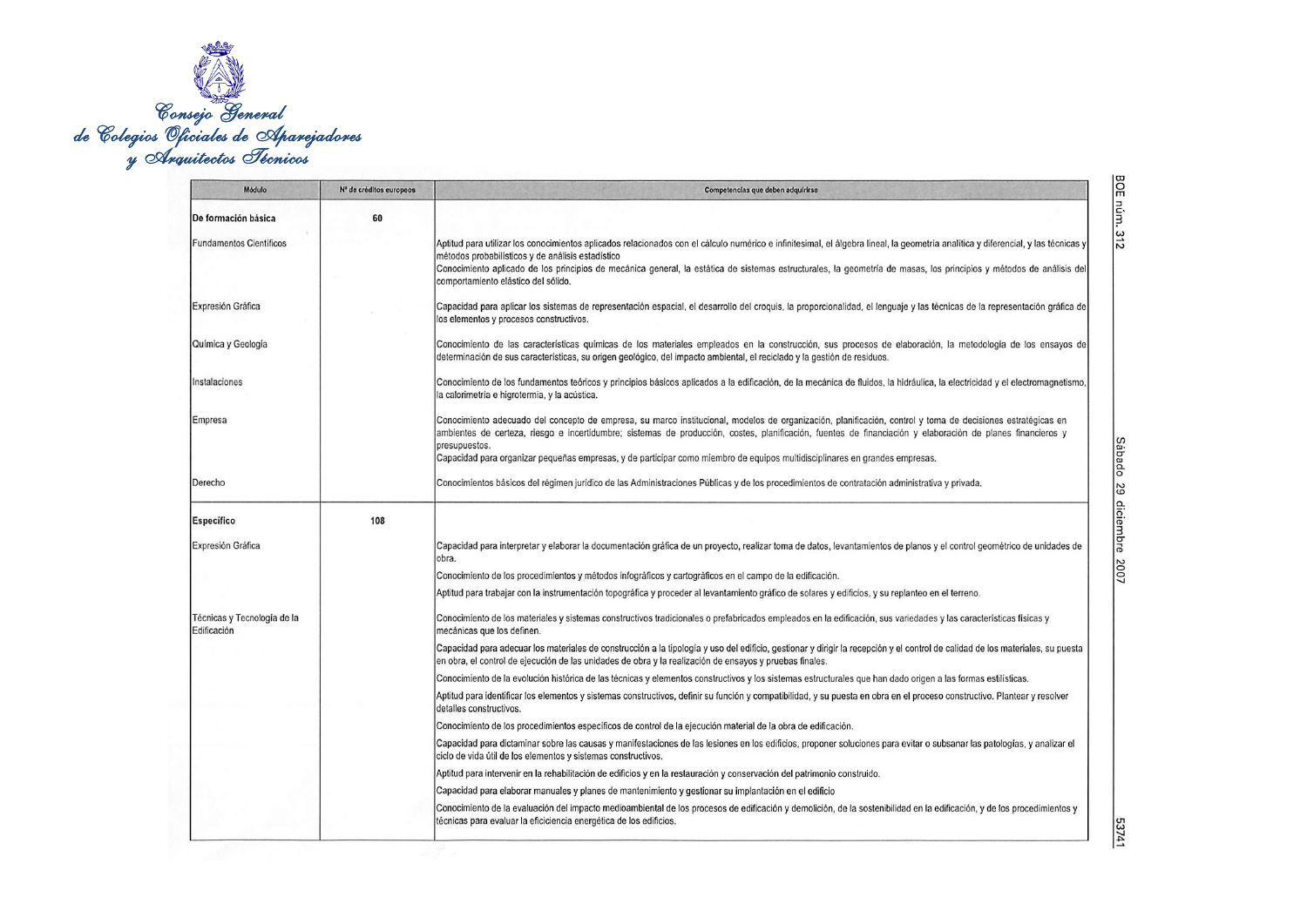Consejo General de Colegios Oficiales de Aparejadores y Arquitectos Técnicos

| Módulo | Nº de créditos europeos | Competencias que deben adquirirse |
|---|---|---|
| **De formación básica** | **60** | |
| Fundamentos Científicos | | Aptitud para utilizar los conocimientos aplicados relacionados con el cálculo numérico e infinitesimal, el álgebra lineal, la geometría analítica y diferencial, y las técnicas y métodos probabilísticos y de análisis estadístico<br>Conocimiento aplicado de los principios de mecánica general, la estática de sistemas estructurales, la geometría de masas, los principios y métodos de análisis del comportamiento elástico del sólido. |
| Expresión Gráfica | | Capacidad para aplicar los sistemas de representación espacial, el desarrollo del croquis, la proporcionalidad, el lenguaje y las técnicas de la representación gráfica de los elementos y procesos constructivos. |
| Química y Geología | | Conocimiento de las características químicas de los materiales empleados en la construcción, sus procesos de elaboración, la metodología de los ensayos de determinación de sus características, su origen geológico, del impacto ambiental, el reciclado y la gestión de residuos. |
| Instalaciones | | Conocimiento de los fundamentos teóricos y principios básicos aplicados a la edificación, de la mecánica de fluidos, la hidráulica, la electricidad y el electromagnetismo, la calorimetría e higrotermia, y la acústica. |
| Empresa | | Conocimiento adecuado del concepto de empresa, su marco institucional, modelos de organización, planificación, control y toma de decisiones estratégicas en ambientes de certeza, riesgo e incertidumbre; sistemas de producción, costes, planificación, fuentes de financiación y elaboración de planes financieros y presupuestos.<br>Capacidad para organizar pequeñas empresas, y de participar como miembro de equipos multidisciplinares en grandes empresas. |
| Derecho | | Conocimientos básicos del régimen jurídico de las Administraciones Públicas y de los procedimientos de contratación administrativa y privada. |
| **Específico** | **108** | |
| Expresión Gráfica | | Capacidad para interpretar y elaborar la documentación gráfica de un proyecto, realizar toma de datos, levantamientos de planos y el control geométrico de unidades de obra.<br>Conocimiento de los procedimientos y métodos infográficos y cartográficos en el campo de la edificación.<br>Aptitud para trabajar con la instrumentación topográfica y proceder al levantamiento gráfico de solares y edificios, y su replanteo en el terreno. |
| Técnicas y Tecnología de la Edificación | | Conocimiento de los materiales y sistemas constructivos tradicionales o prefabricados empleados en la edificación, sus variedades y las características físicas y mecánicas que los definen.<br>Capacidad para adecuar los materiales de construcción a la tipología y uso del edificio, gestionar y dirigir la recepción y el control de calidad de los materiales, su puesta en obra, el control de ejecución de las unidades de obra y la realización de ensayos y pruebas finales.<br>Conocimiento de la evolución histórica de las técnicas y elementos constructivos y los sistemas estructurales que han dado origen a las formas estilísticas.<br>Aptitud para identificar los elementos y sistemas constructivos, definir su función y compatibilidad, y su puesta en obra en el proceso constructivo. Plantear y resolver detalles constructivos.<br>Conocimiento de los procedimientos específicos de control de la ejecución material de la obra de edificación.<br>Capacidad para dictaminar sobre las causas y manifestaciones de las lesiones en los edificios, proponer soluciones para evitar o subsanar las patologías, y analizar el ciclo de vida útil de los elementos y sistemas constructivos.<br>Aptitud para intervenir en la rehabilitación de edificios y en la restauración y conservación del patrimonio construido.<br>Capacidad para elaborar manuales y planes de mantenimiento y gestionar su implantación en el edificio<br>Conocimiento de la evaluación del impacto medioambiental de los procesos de edificación y demolición, de la sostenibilidad en la edificación, y de los procedimientos y técnicas para evaluar la eficiencia energética de los edificios. |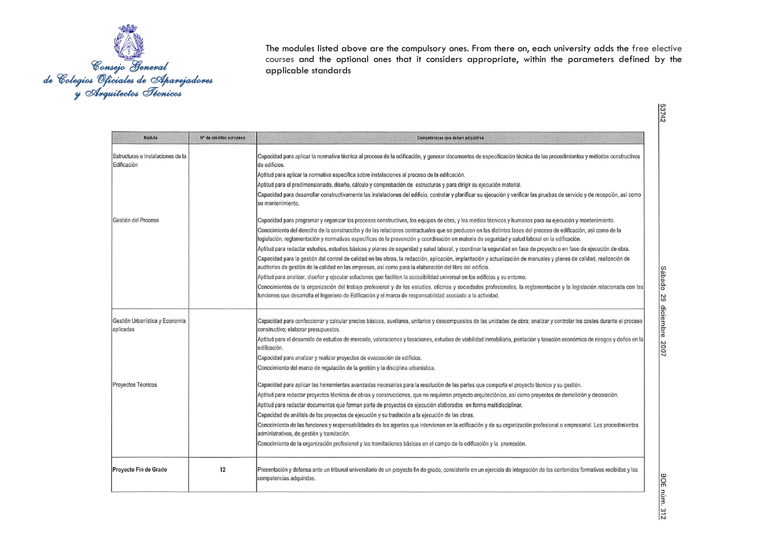Consejo General de Colegios Oficiales de Aparejadores y Arquitectos Técnicos

The modules listed above are the compulsory ones. From there on, each university adds the free elective courses and the optional ones that it considers appropriate, within the parameters defined by the applicable standards

| Módulo | Nº de créditos europeos | Competencias que deben adquirirse |
|---|---|---|
| Estructuras e Instalaciones de la Edificación | | Capacidad para aplicar la normativa técnica al proceso de la edificación, y generar documentos de especificación técnica de los procedimientos y métodos constructivos de edificios.<br>Aptitud para aplicar la normativa específica sobre instalaciones al proceso de la edificación.<br>Aptitud para el predimensionado, diseño, cálculo y comprobación de estructuras y para dirigir su ejecución material.<br>Capacidad para desarrollar constructivamente las instalaciones del edificio, controlar y planificar su ejecución y verificar las pruebas de servicio y de recepción, así como su mantenimiento. |
| Gestión del Proceso | | Capacidad para programar y organizar los procesos constructivos, los equipos de obra, y los medios técnicos y humanos para su ejecución y mantenimiento.<br>Conocimiento del derecho de la construcción y de las relaciones contractuales que se producen en las distintas fases del proceso de edificación, así como de la legislación, reglamentación y normativas específicas de la prevención y coordinación en materia de seguridad y salud laboral en la edificación.<br>Aptitud para redactar estudios, estudios básicos y planes de seguridad y salud laboral, y coordinar la seguridad en fase de proyecto o en fase de ejecución de obra.<br>Capacidad para la gestión del control de calidad en las obras, la redacción, aplicación, implantación y actualización de manuales y planes de calidad, realización de auditorías de gestión de la calidad en las empresas, así como para la elaboración del libro del edificio.<br>Aptitud para analizar, diseñar y ejecutar soluciones que faciliten la accesibilidad universal en los edificios y su entorno.<br>Conocimientos de la organización del trabajo profesional y de los estudios, oficinas y sociedades profesionales, la reglamentación y la legislación relacionada con las funciones que desarrolla el Ingeniero de Edificación y el marco de responsabilidad asociado a la actividad. |
| Gestión Urbanística y Economía aplicadas | | Capacidad para confeccionar y calcular precios básicos, auxiliares, unitarios y descompuestos de las unidades de obra; analizar y controlar los costes durante el proceso constructivo; elaborar presupuestos.<br>Aptitud para el desarrollo de estudios de mercado, valoraciones y tasaciones, estudios de viabilidad inmobiliaria, peritación y tasación económica de riesgos y daños en la edificación.<br>Capacidad para analizar y realizar proyectos de evacuación de edificios.<br>Conocimiento del marco de regulación de la gestión y la disciplina urbanística. |
| Proyectos Técnicos | | Capacidad para aplicar las herramientas avanzadas necesarias para la resolución de las partes que comporta el proyecto técnico y su gestión.<br>Aptitud para redactar proyectos técnicos de obras y construcciones, que no requieran proyecto arquitectónico, así como proyectos de demolición y decoración.<br>Aptitud para redactar documentos que forman parte de proyectos de ejecución elaborados en forma multidisciplinar.<br>Capacidad de análisis de los proyectos de ejecución y su traslación a la ejecución de las obras.<br>Conocimiento de las funciones y responsabilidades de los agentes que intervienen en la edificación y de su organización profesional o empresarial. Los procedimientos administrativos, de gestión y tramitación.<br>Conocimiento de la organización profesional y las tramitaciones básicas en el campo de la edificación y la promoción. |
| **Proyecto Fin de Grado** | **12** | Presentación y defensa ante un tribunal universitario de un proyecto fin de grado, consistente en un ejercicio de integración de los contenidos formativos recibidos y las competencias adquiridas. |